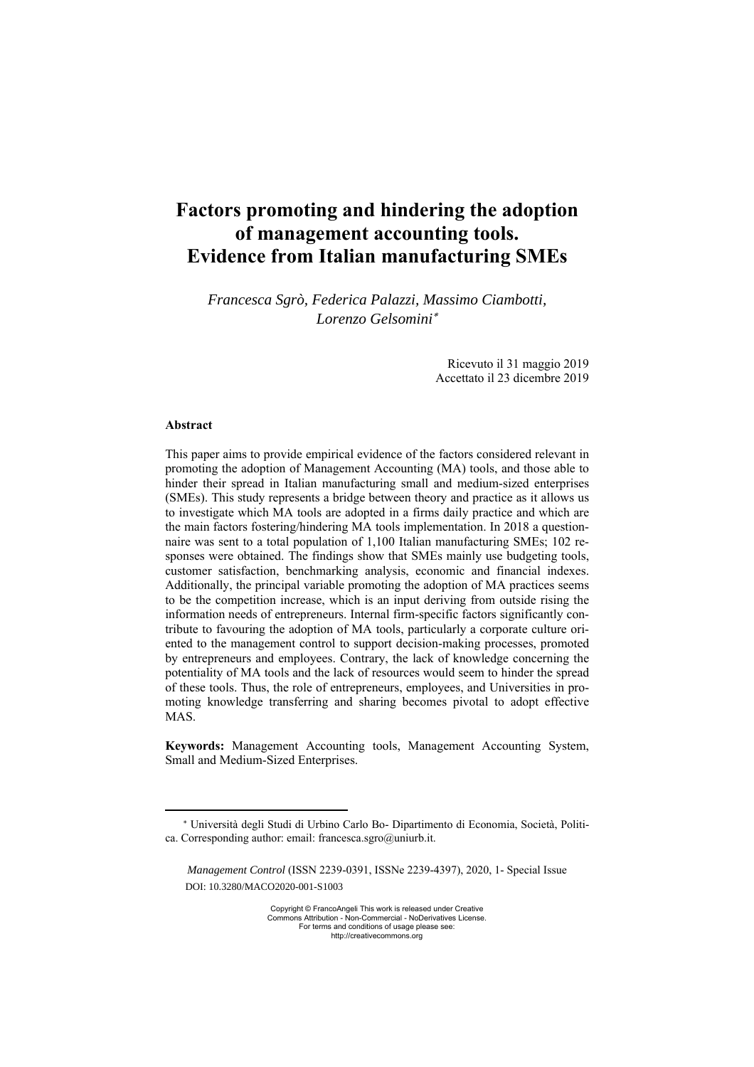# Factors promoting and hindering the adoption of management accounting tools. Evidence from Italian manufacturing SMEs

*Francesca Sgrò, Federica Palazzi, Massimo Ciambotti, Lorenzo Gelsomini*[*]

Ricevuto il 31 maggio 2019
Accettato il 23 dicembre 2019

### Abstract

This paper aims to provide empirical evidence of the factors considered relevant in promoting the adoption of Management Accounting (MA) tools, and those able to hinder their spread in Italian manufacturing small and medium-sized enterprises (SMEs). This study represents a bridge between theory and practice as it allows us to investigate which MA tools are adopted in a firms daily practice and which are the main factors fostering/hindering MA tools implementation. In 2018 a questionnaire was sent to a total population of 1,100 Italian manufacturing SMEs; 102 responses were obtained. The findings show that SMEs mainly use budgeting tools, customer satisfaction, benchmarking analysis, economic and financial indexes. Additionally, the principal variable promoting the adoption of MA practices seems to be the competition increase, which is an input deriving from outside rising the information needs of entrepreneurs. Internal firm-specific factors significantly contribute to favouring the adoption of MA tools, particularly a corporate culture oriented to the management control to support decision-making processes, promoted by entrepreneurs and employees. Contrary, the lack of knowledge concerning the potentiality of MA tools and the lack of resources would seem to hinder the spread of these tools. Thus, the role of entrepreneurs, employees, and Universities in promoting knowledge transferring and sharing becomes pivotal to adopt effective MAS.

**Keywords:** Management Accounting tools, Management Accounting System, Small and Medium-Sized Enterprises.

---

[*] Università degli Studi di Urbino Carlo Bo- Dipartimento di Economia, Società, Politica. Corresponding author: email: francesca.sgro@uniurb.it.

*Management Control* (ISSN 2239-0391, ISSNe 2239-4397), 2020, 1- Special Issue
DOI: 10.3280/MACO2020-001-S1003

Copyright © FrancoAngeli This work is released under Creative Commons Attribution - Non-Commercial - NoDerivatives License. For terms and conditions of usage please see: http://creativecommons.org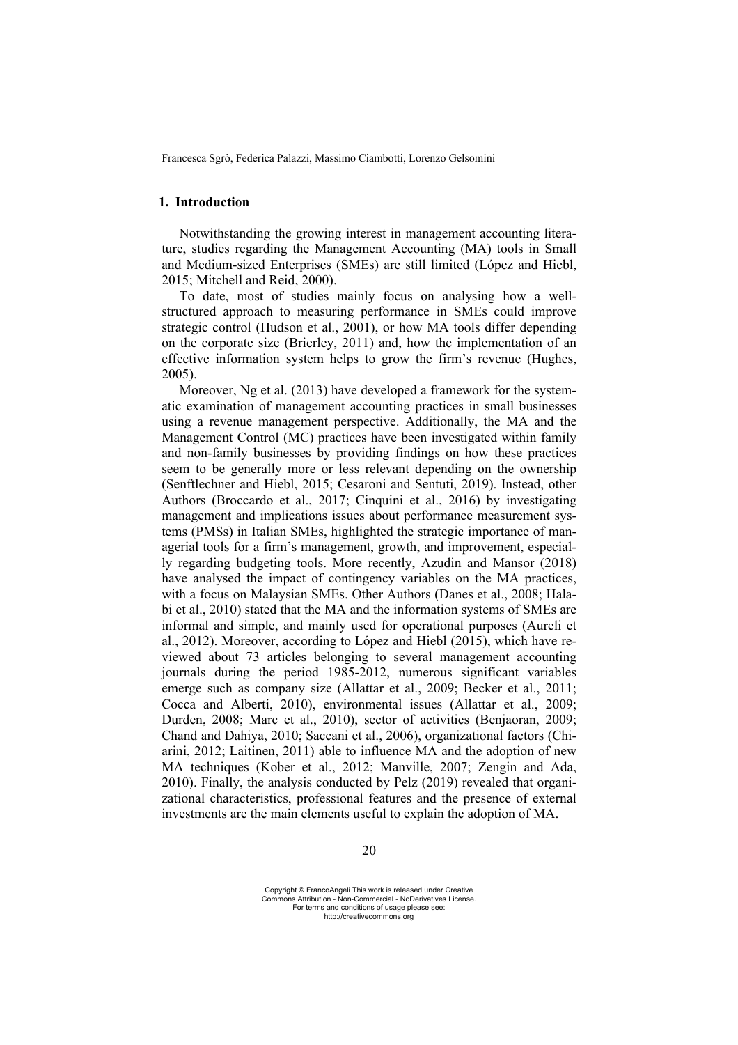## 1. Introduction

Notwithstanding the growing interest in management accounting literature, studies regarding the Management Accounting (MA) tools in Small and Medium-sized Enterprises (SMEs) are still limited (López and Hiebl, 2015; Mitchell and Reid, 2000).

To date, most of studies mainly focus on analysing how a well-structured approach to measuring performance in SMEs could improve strategic control (Hudson et al., 2001), or how MA tools differ depending on the corporate size (Brierley, 2011) and, how the implementation of an effective information system helps to grow the firm's revenue (Hughes, 2005).

Moreover, Ng et al. (2013) have developed a framework for the systematic examination of management accounting practices in small businesses using a revenue management perspective. Additionally, the MA and the Management Control (MC) practices have been investigated within family and non-family businesses by providing findings on how these practices seem to be generally more or less relevant depending on the ownership (Senftlechner and Hiebl, 2015; Cesaroni and Sentuti, 2019). Instead, other Authors (Broccardo et al., 2017; Cinquini et al., 2016) by investigating management and implications issues about performance measurement systems (PMSs) in Italian SMEs, highlighted the strategic importance of managerial tools for a firm's management, growth, and improvement, especially regarding budgeting tools. More recently, Azudin and Mansor (2018) have analysed the impact of contingency variables on the MA practices, with a focus on Malaysian SMEs. Other Authors (Danes et al., 2008; Halabi et al., 2010) stated that the MA and the information systems of SMEs are informal and simple, and mainly used for operational purposes (Aureli et al., 2012). Moreover, according to López and Hiebl (2015), which have reviewed about 73 articles belonging to several management accounting journals during the period 1985-2012, numerous significant variables emerge such as company size (Allattar et al., 2009; Becker et al., 2011; Cocca and Alberti, 2010), environmental issues (Allattar et al., 2009; Durden, 2008; Marc et al., 2010), sector of activities (Benjaoran, 2009; Chand and Dahiya, 2010; Saccani et al., 2006), organizational factors (Chiarini, 2012; Laitinen, 2011) able to influence MA and the adoption of new MA techniques (Kober et al., 2012; Manville, 2007; Zengin and Ada, 2010). Finally, the analysis conducted by Pelz (2019) revealed that organizational characteristics, professional features and the presence of external investments are the main elements useful to explain the adoption of MA.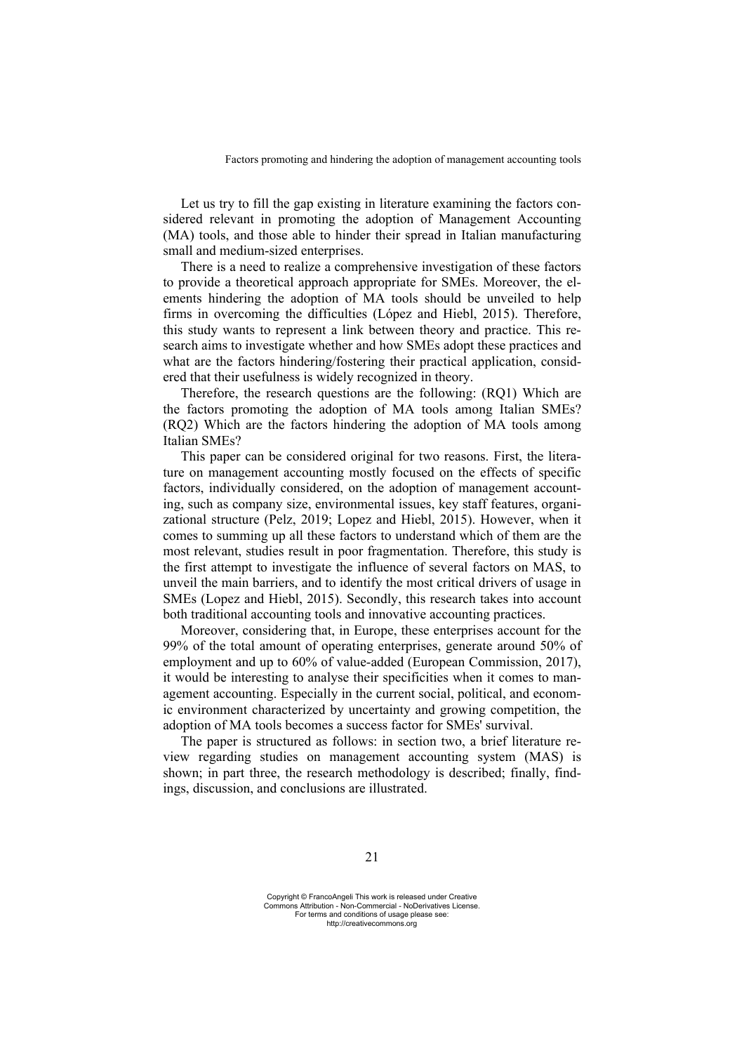Let us try to fill the gap existing in literature examining the factors considered relevant in promoting the adoption of Management Accounting (MA) tools, and those able to hinder their spread in Italian manufacturing small and medium-sized enterprises.

There is a need to realize a comprehensive investigation of these factors to provide a theoretical approach appropriate for SMEs. Moreover, the elements hindering the adoption of MA tools should be unveiled to help firms in overcoming the difficulties (López and Hiebl, 2015). Therefore, this study wants to represent a link between theory and practice. This research aims to investigate whether and how SMEs adopt these practices and what are the factors hindering/fostering their practical application, considered that their usefulness is widely recognized in theory.

Therefore, the research questions are the following: (RQ1) Which are the factors promoting the adoption of MA tools among Italian SMEs? (RQ2) Which are the factors hindering the adoption of MA tools among Italian SMEs?

This paper can be considered original for two reasons. First, the literature on management accounting mostly focused on the effects of specific factors, individually considered, on the adoption of management accounting, such as company size, environmental issues, key staff features, organizational structure (Pelz, 2019; Lopez and Hiebl, 2015). However, when it comes to summing up all these factors to understand which of them are the most relevant, studies result in poor fragmentation. Therefore, this study is the first attempt to investigate the influence of several factors on MAS, to unveil the main barriers, and to identify the most critical drivers of usage in SMEs (Lopez and Hiebl, 2015). Secondly, this research takes into account both traditional accounting tools and innovative accounting practices.

Moreover, considering that, in Europe, these enterprises account for the 99% of the total amount of operating enterprises, generate around 50% of employment and up to 60% of value-added (European Commission, 2017), it would be interesting to analyse their specificities when it comes to management accounting. Especially in the current social, political, and economic environment characterized by uncertainty and growing competition, the adoption of MA tools becomes a success factor for SMEs' survival.

The paper is structured as follows: in section two, a brief literature review regarding studies on management accounting system (MAS) is shown; in part three, the research methodology is described; finally, findings, discussion, and conclusions are illustrated.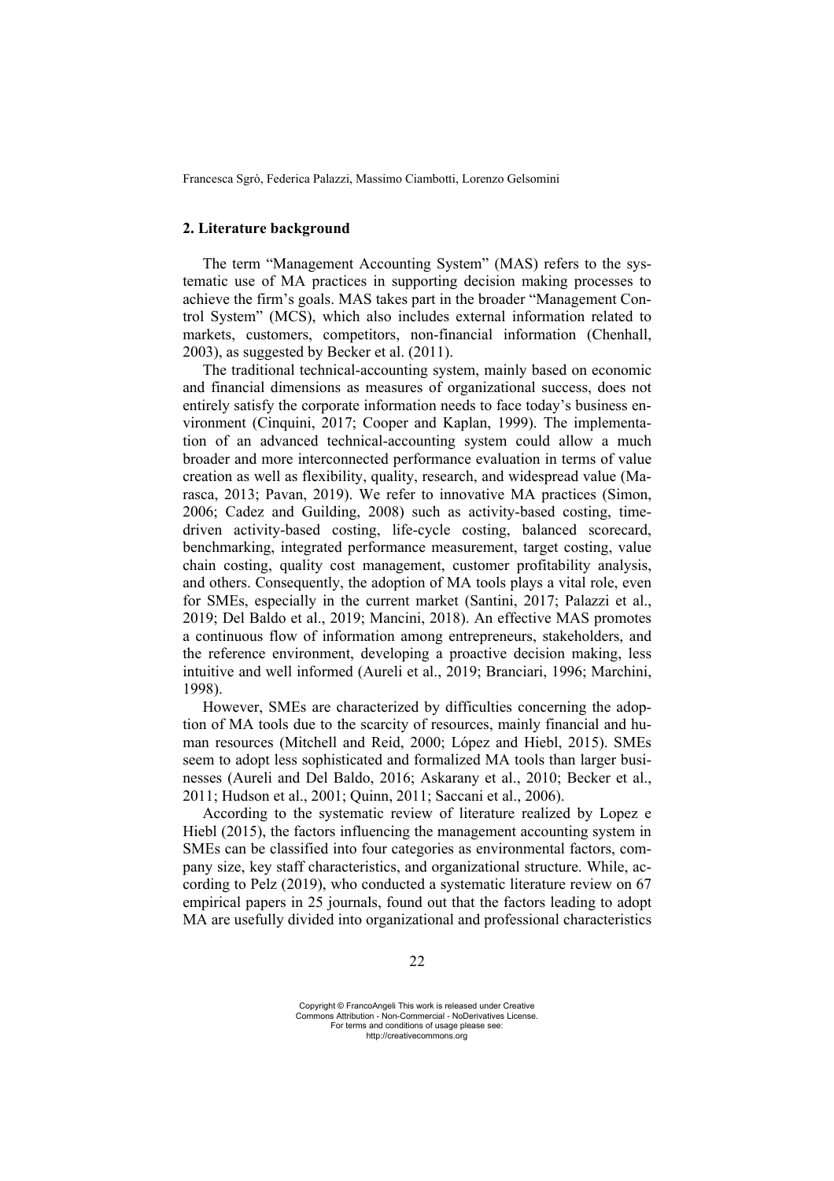## 2. Literature background

The term "Management Accounting System" (MAS) refers to the systematic use of MA practices in supporting decision making processes to achieve the firm's goals. MAS takes part in the broader "Management Control System" (MCS), which also includes external information related to markets, customers, competitors, non-financial information (Chenhall, 2003), as suggested by Becker et al. (2011).

The traditional technical-accounting system, mainly based on economic and financial dimensions as measures of organizational success, does not entirely satisfy the corporate information needs to face today's business environment (Cinquini, 2017; Cooper and Kaplan, 1999). The implementation of an advanced technical-accounting system could allow a much broader and more interconnected performance evaluation in terms of value creation as well as flexibility, quality, research, and widespread value (Marasca, 2013; Pavan, 2019). We refer to innovative MA practices (Simon, 2006; Cadez and Guilding, 2008) such as activity-based costing, time-driven activity-based costing, life-cycle costing, balanced scorecard, benchmarking, integrated performance measurement, target costing, value chain costing, quality cost management, customer profitability analysis, and others. Consequently, the adoption of MA tools plays a vital role, even for SMEs, especially in the current market (Santini, 2017; Palazzi et al., 2019; Del Baldo et al., 2019; Mancini, 2018). An effective MAS promotes a continuous flow of information among entrepreneurs, stakeholders, and the reference environment, developing a proactive decision making, less intuitive and well informed (Aureli et al., 2019; Branciari, 1996; Marchini, 1998).

However, SMEs are characterized by difficulties concerning the adoption of MA tools due to the scarcity of resources, mainly financial and human resources (Mitchell and Reid, 2000; López and Hiebl, 2015). SMEs seem to adopt less sophisticated and formalized MA tools than larger businesses (Aureli and Del Baldo, 2016; Askarany et al., 2010; Becker et al., 2011; Hudson et al., 2001; Quinn, 2011; Saccani et al., 2006).

According to the systematic review of literature realized by Lopez e Hiebl (2015), the factors influencing the management accounting system in SMEs can be classified into four categories as environmental factors, company size, key staff characteristics, and organizational structure. While, according to Pelz (2019), who conducted a systematic literature review on 67 empirical papers in 25 journals, found out that the factors leading to adopt MA are usefully divided into organizational and professional characteristics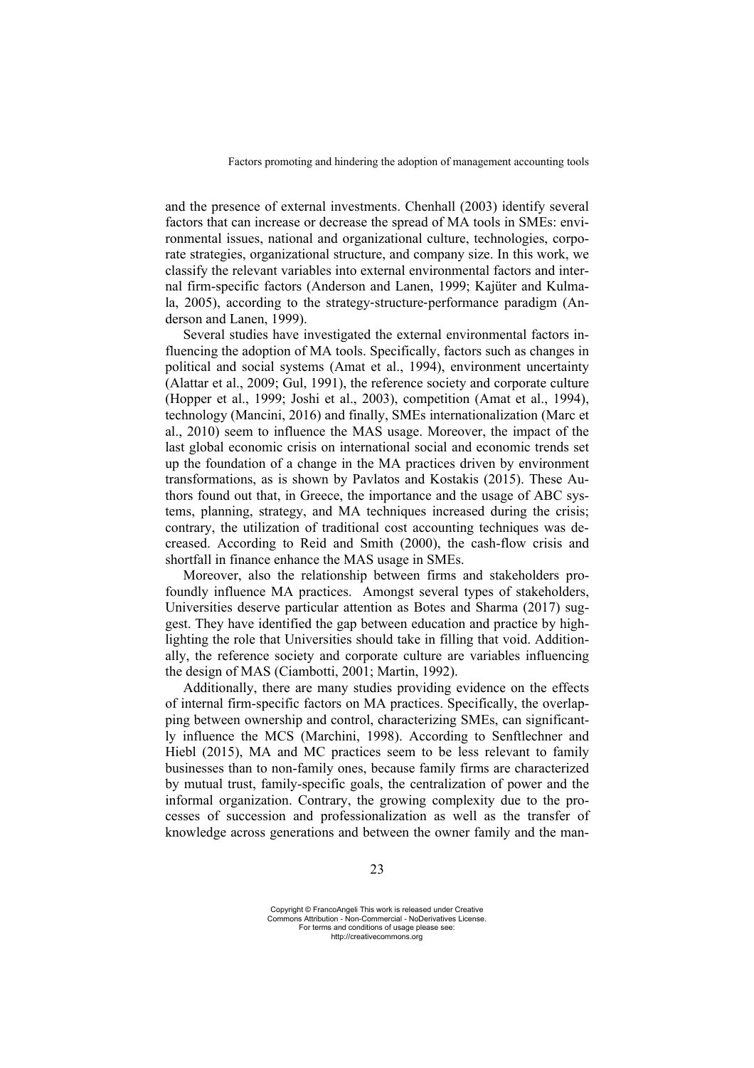and the presence of external investments. Chenhall (2003) identify several factors that can increase or decrease the spread of MA tools in SMEs: environmental issues, national and organizational culture, technologies, corporate strategies, organizational structure, and company size. In this work, we classify the relevant variables into external environmental factors and internal firm-specific factors (Anderson and Lanen, 1999; Kajüter and Kulmala, 2005), according to the strategy-structure-performance paradigm (Anderson and Lanen, 1999).

Several studies have investigated the external environmental factors influencing the adoption of MA tools. Specifically, factors such as changes in political and social systems (Amat et al., 1994), environment uncertainty (Alattar et al., 2009; Gul, 1991), the reference society and corporate culture (Hopper et al., 1999; Joshi et al., 2003), competition (Amat et al., 1994), technology (Mancini, 2016) and finally, SMEs internationalization (Marc et al., 2010) seem to influence the MAS usage. Moreover, the impact of the last global economic crisis on international social and economic trends set up the foundation of a change in the MA practices driven by environment transformations, as is shown by Pavlatos and Kostakis (2015). These Authors found out that, in Greece, the importance and the usage of ABC systems, planning, strategy, and MA techniques increased during the crisis; contrary, the utilization of traditional cost accounting techniques was decreased. According to Reid and Smith (2000), the cash-flow crisis and shortfall in finance enhance the MAS usage in SMEs.

Moreover, also the relationship between firms and stakeholders profoundly influence MA practices. Amongst several types of stakeholders, Universities deserve particular attention as Botes and Sharma (2017) suggest. They have identified the gap between education and practice by highlighting the role that Universities should take in filling that void. Additionally, the reference society and corporate culture are variables influencing the design of MAS (Ciambotti, 2001; Martin, 1992).

Additionally, there are many studies providing evidence on the effects of internal firm-specific factors on MA practices. Specifically, the overlapping between ownership and control, characterizing SMEs, can significantly influence the MCS (Marchini, 1998). According to Senftlechner and Hiebl (2015), MA and MC practices seem to be less relevant to family businesses than to non-family ones, because family firms are characterized by mutual trust, family-specific goals, the centralization of power and the informal organization. Contrary, the growing complexity due to the processes of succession and professionalization as well as the transfer of knowledge across generations and between the owner family and the man-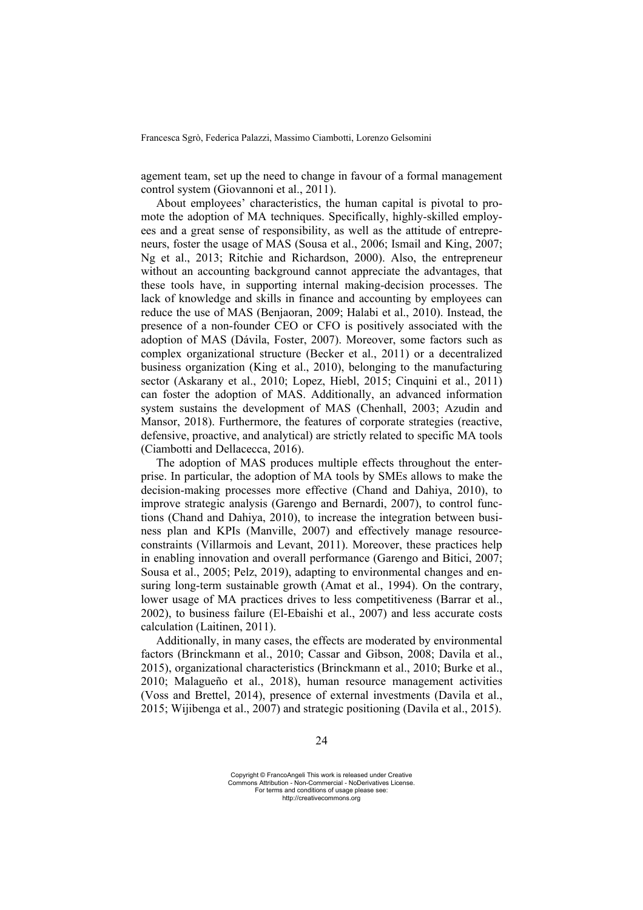agement team, set up the need to change in favour of a formal management control system (Giovannoni et al., 2011).

About employees' characteristics, the human capital is pivotal to promote the adoption of MA techniques. Specifically, highly-skilled employees and a great sense of responsibility, as well as the attitude of entrepreneurs, foster the usage of MAS (Sousa et al., 2006; Ismail and King, 2007; Ng et al., 2013; Ritchie and Richardson, 2000). Also, the entrepreneur without an accounting background cannot appreciate the advantages, that these tools have, in supporting internal making-decision processes. The lack of knowledge and skills in finance and accounting by employees can reduce the use of MAS (Benjaoran, 2009; Halabi et al., 2010). Instead, the presence of a non-founder CEO or CFO is positively associated with the adoption of MAS (Dávila, Foster, 2007). Moreover, some factors such as complex organizational structure (Becker et al., 2011) or a decentralized business organization (King et al., 2010), belonging to the manufacturing sector (Askarany et al., 2010; Lopez, Hiebl, 2015; Cinquini et al., 2011) can foster the adoption of MAS. Additionally, an advanced information system sustains the development of MAS (Chenhall, 2003; Azudin and Mansor, 2018). Furthermore, the features of corporate strategies (reactive, defensive, proactive, and analytical) are strictly related to specific MA tools (Ciambotti and Dellacecca, 2016).

The adoption of MAS produces multiple effects throughout the enterprise. In particular, the adoption of MA tools by SMEs allows to make the decision-making processes more effective (Chand and Dahiya, 2010), to improve strategic analysis (Garengo and Bernardi, 2007), to control functions (Chand and Dahiya, 2010), to increase the integration between business plan and KPIs (Manville, 2007) and effectively manage resource-constraints (Villarmois and Levant, 2011). Moreover, these practices help in enabling innovation and overall performance (Garengo and Bitici, 2007; Sousa et al., 2005; Pelz, 2019), adapting to environmental changes and ensuring long-term sustainable growth (Amat et al., 1994). On the contrary, lower usage of MA practices drives to less competitiveness (Barrar et al., 2002), to business failure (El-Ebaishi et al., 2007) and less accurate costs calculation (Laitinen, 2011).

Additionally, in many cases, the effects are moderated by environmental factors (Brinckmann et al., 2010; Cassar and Gibson, 2008; Davila et al., 2015), organizational characteristics (Brinckmann et al., 2010; Burke et al., 2010; Malagueño et al., 2018), human resource management activities (Voss and Brettel, 2014), presence of external investments (Davila et al., 2015; Wijibenga et al., 2007) and strategic positioning (Davila et al., 2015).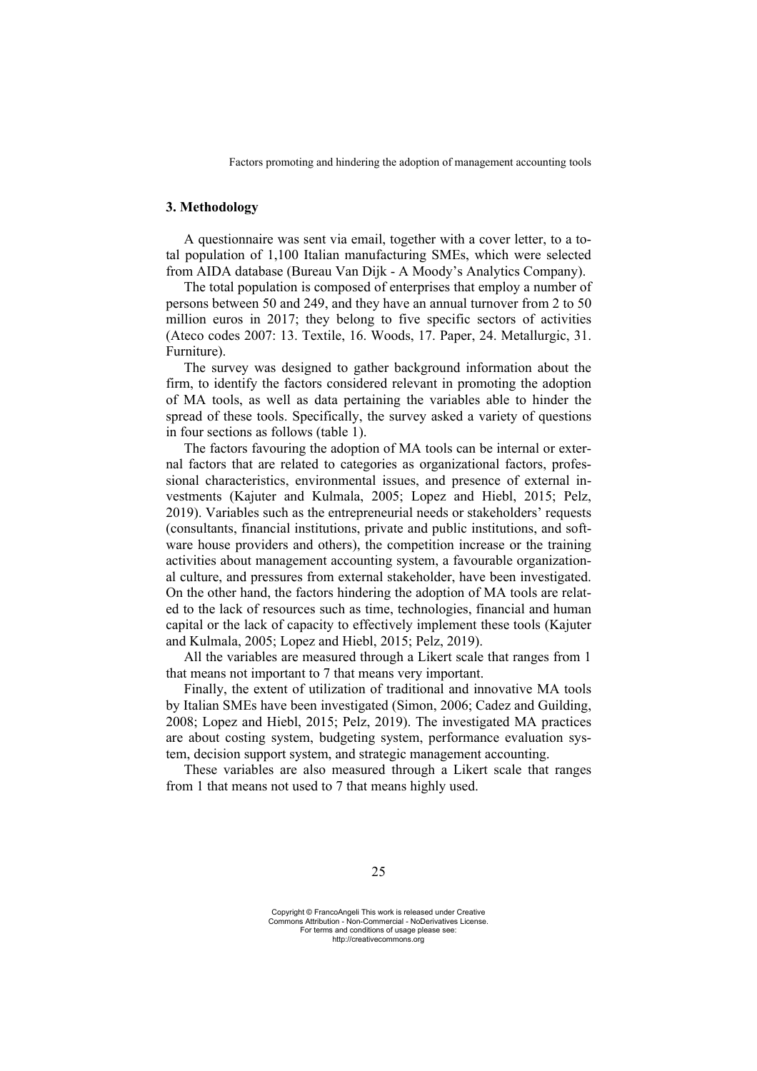## 3. Methodology

A questionnaire was sent via email, together with a cover letter, to a total population of 1,100 Italian manufacturing SMEs, which were selected from AIDA database (Bureau Van Dijk - A Moody's Analytics Company).

The total population is composed of enterprises that employ a number of persons between 50 and 249, and they have an annual turnover from 2 to 50 million euros in 2017; they belong to five specific sectors of activities (Ateco codes 2007: 13. Textile, 16. Woods, 17. Paper, 24. Metallurgic, 31. Furniture).

The survey was designed to gather background information about the firm, to identify the factors considered relevant in promoting the adoption of MA tools, as well as data pertaining the variables able to hinder the spread of these tools. Specifically, the survey asked a variety of questions in four sections as follows (table 1).

The factors favouring the adoption of MA tools can be internal or external factors that are related to categories as organizational factors, professional characteristics, environmental issues, and presence of external investments (Kajuter and Kulmala, 2005; Lopez and Hiebl, 2015; Pelz, 2019). Variables such as the entrepreneurial needs or stakeholders' requests (consultants, financial institutions, private and public institutions, and software house providers and others), the competition increase or the training activities about management accounting system, a favourable organizational culture, and pressures from external stakeholder, have been investigated. On the other hand, the factors hindering the adoption of MA tools are related to the lack of resources such as time, technologies, financial and human capital or the lack of capacity to effectively implement these tools (Kajuter and Kulmala, 2005; Lopez and Hiebl, 2015; Pelz, 2019).

All the variables are measured through a Likert scale that ranges from 1 that means not important to 7 that means very important.

Finally, the extent of utilization of traditional and innovative MA tools by Italian SMEs have been investigated (Simon, 2006; Cadez and Guilding, 2008; Lopez and Hiebl, 2015; Pelz, 2019). The investigated MA practices are about costing system, budgeting system, performance evaluation system, decision support system, and strategic management accounting.

These variables are also measured through a Likert scale that ranges from 1 that means not used to 7 that means highly used.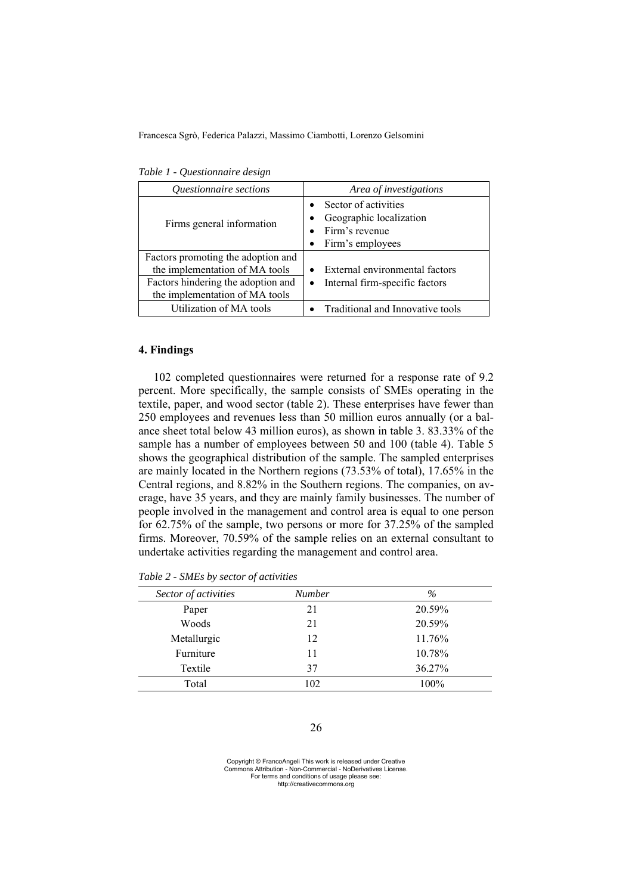*Table 1 - Questionnaire design*

| *Questionnaire sections* | *Area of investigations* |
|---|---|
| Firms general information | • Sector of activities<br>• Geographic localization<br>• Firm's revenue<br>• Firm's employees |
| Factors promoting the adoption and the implementation of MA tools<br>Factors hindering the adoption and the implementation of MA tools | • External environmental factors<br>• Internal firm-specific factors |
| Utilization of MA tools | • Traditional and Innovative tools |

## 4. Findings

102 completed questionnaires were returned for a response rate of 9.2 percent. More specifically, the sample consists of SMEs operating in the textile, paper, and wood sector (table 2). These enterprises have fewer than 250 employees and revenues less than 50 million euros annually (or a balance sheet total below 43 million euros), as shown in table 3. 83.33% of the sample has a number of employees between 50 and 100 (table 4). Table 5 shows the geographical distribution of the sample. The sampled enterprises are mainly located in the Northern regions (73.53% of total), 17.65% in the Central regions, and 8.82% in the Southern regions. The companies, on average, have 35 years, and they are mainly family businesses. The number of people involved in the management and control area is equal to one person for 62.75% of the sample, two persons or more for 37.25% of the sampled firms. Moreover, 70.59% of the sample relies on an external consultant to undertake activities regarding the management and control area.

*Table 2 - SMEs by sector of activities*

| *Sector of activities* | *Number* | *%* |
|---|---|---|
| Paper | 21 | 20.59% |
| Woods | 21 | 20.59% |
| Metallurgic | 12 | 11.76% |
| Furniture | 11 | 10.78% |
| Textile | 37 | 36.27% |
| Total | 102 | 100% |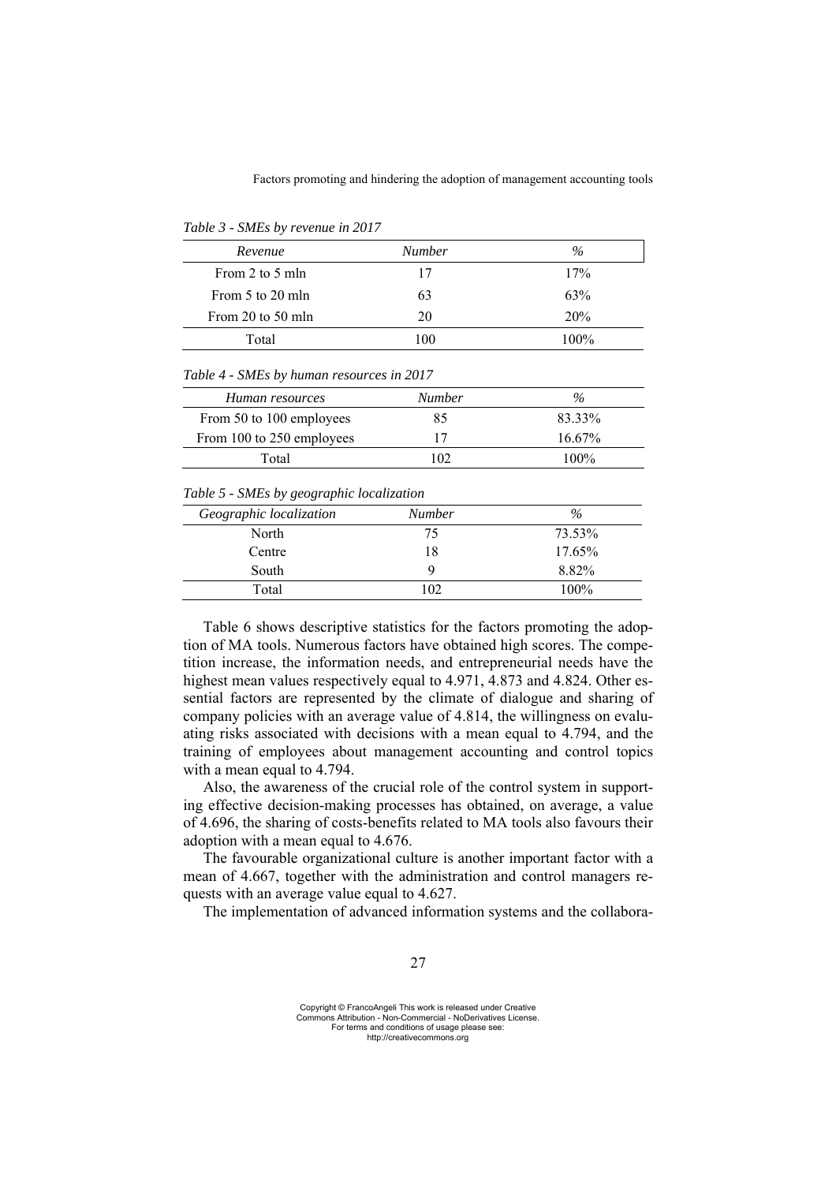*Table 3 - SMEs by revenue in 2017*

| *Revenue* | *Number* | *%* |
|---|---|---|
| From 2 to 5 mln | 17 | 17% |
| From 5 to 20 mln | 63 | 63% |
| From 20 to 50 mln | 20 | 20% |
| Total | 100 | 100% |

*Table 4 - SMEs by human resources in 2017*

| *Human resources* | *Number* | *%* |
|---|---|---|
| From 50 to 100 employees | 85 | 83.33% |
| From 100 to 250 employees | 17 | 16.67% |
| Total | 102 | 100% |

*Table 5 - SMEs by geographic localization*

| *Geographic localization* | *Number* | *%* |
|---|---|---|
| North | 75 | 73.53% |
| Centre | 18 | 17.65% |
| South | 9 | 8.82% |
| Total | 102 | 100% |

Table 6 shows descriptive statistics for the factors promoting the adoption of MA tools. Numerous factors have obtained high scores. The competition increase, the information needs, and entrepreneurial needs have the highest mean values respectively equal to 4.971, 4.873 and 4.824. Other essential factors are represented by the climate of dialogue and sharing of company policies with an average value of 4.814, the willingness on evaluating risks associated with decisions with a mean equal to 4.794, and the training of employees about management accounting and control topics with a mean equal to 4.794.

Also, the awareness of the crucial role of the control system in supporting effective decision-making processes has obtained, on average, a value of 4.696, the sharing of costs-benefits related to MA tools also favours their adoption with a mean equal to 4.676.

The favourable organizational culture is another important factor with a mean of 4.667, together with the administration and control managers requests with an average value equal to 4.627.

The implementation of advanced information systems and the collabora-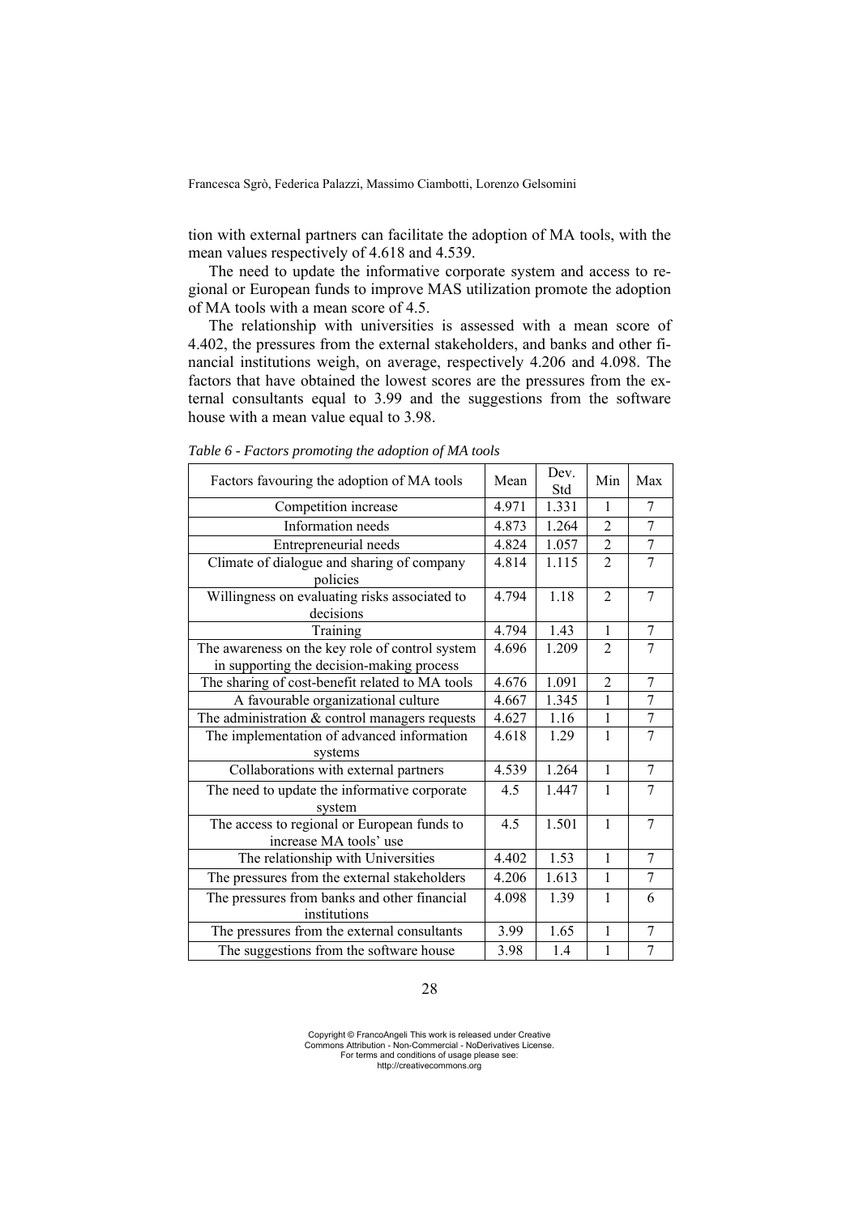tion with external partners can facilitate the adoption of MA tools, with the mean values respectively of 4.618 and 4.539.

The need to update the informative corporate system and access to regional or European funds to improve MAS utilization promote the adoption of MA tools with a mean score of 4.5.

The relationship with universities is assessed with a mean score of 4.402, the pressures from the external stakeholders, and banks and other financial institutions weigh, on average, respectively 4.206 and 4.098. The factors that have obtained the lowest scores are the pressures from the external consultants equal to 3.99 and the suggestions from the software house with a mean value equal to 3.98.

*Table 6 - Factors promoting the adoption of MA tools*

| Factors favouring the adoption of MA tools | Mean | Dev. Std | Min | Max |
|---|---|---|---|---|
| Competition increase | 4.971 | 1.331 | 1 | 7 |
| Information needs | 4.873 | 1.264 | 2 | 7 |
| Entrepreneurial needs | 4.824 | 1.057 | 2 | 7 |
| Climate of dialogue and sharing of company policies | 4.814 | 1.115 | 2 | 7 |
| Willingness on evaluating risks associated to decisions | 4.794 | 1.18 | 2 | 7 |
| Training | 4.794 | 1.43 | 1 | 7 |
| The awareness on the key role of control system in supporting the decision-making process | 4.696 | 1.209 | 2 | 7 |
| The sharing of cost-benefit related to MA tools | 4.676 | 1.091 | 2 | 7 |
| A favourable organizational culture | 4.667 | 1.345 | 1 | 7 |
| The administration & control managers requests | 4.627 | 1.16 | 1 | 7 |
| The implementation of advanced information systems | 4.618 | 1.29 | 1 | 7 |
| Collaborations with external partners | 4.539 | 1.264 | 1 | 7 |
| The need to update the informative corporate system | 4.5 | 1.447 | 1 | 7 |
| The access to regional or European funds to increase MA tools' use | 4.5 | 1.501 | 1 | 7 |
| The relationship with Universities | 4.402 | 1.53 | 1 | 7 |
| The pressures from the external stakeholders | 4.206 | 1.613 | 1 | 7 |
| The pressures from banks and other financial institutions | 4.098 | 1.39 | 1 | 6 |
| The pressures from the external consultants | 3.99 | 1.65 | 1 | 7 |
| The suggestions from the software house | 3.98 | 1.4 | 1 | 7 |

Copyright © FrancoAngeli This work is released under Creative Commons Attribution - Non-Commercial - NoDerivatives License. For terms and conditions of usage please see: http://creativecommons.org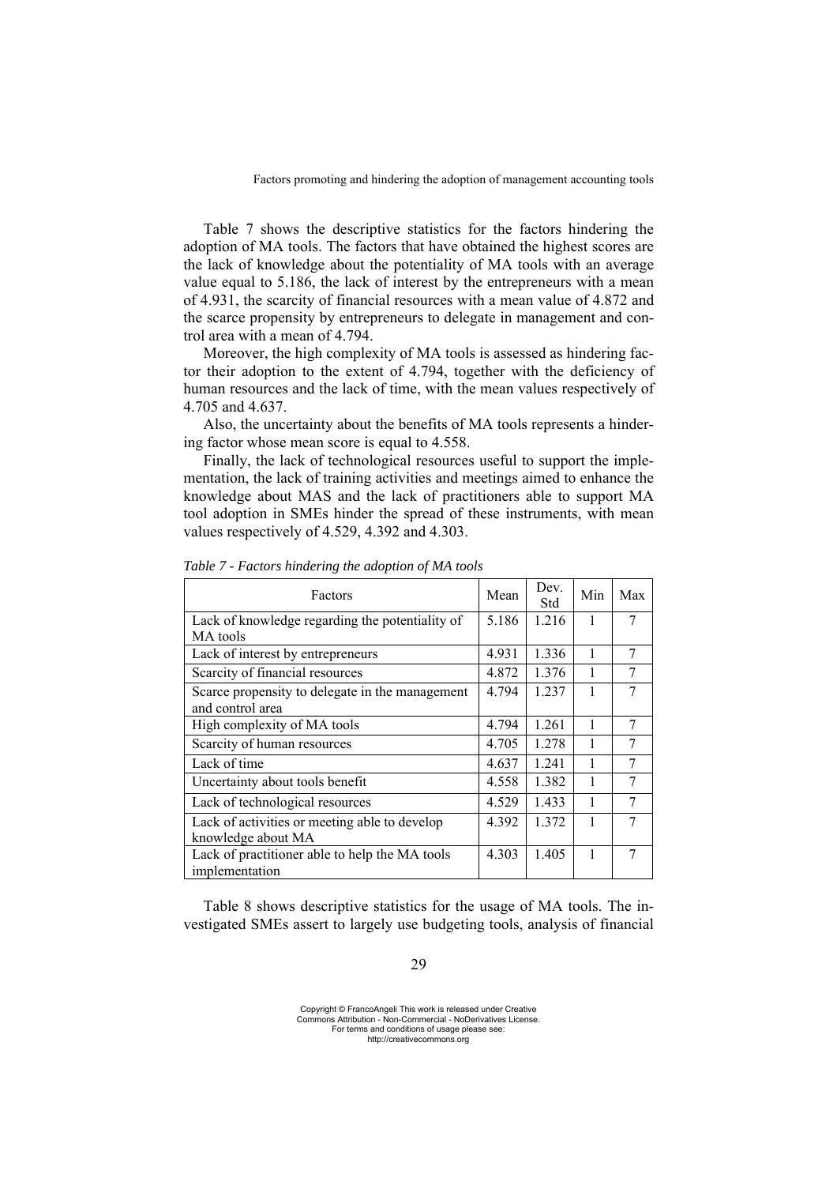Table 7 shows the descriptive statistics for the factors hindering the adoption of MA tools. The factors that have obtained the highest scores are the lack of knowledge about the potentiality of MA tools with an average value equal to 5.186, the lack of interest by the entrepreneurs with a mean of 4.931, the scarcity of financial resources with a mean value of 4.872 and the scarce propensity by entrepreneurs to delegate in management and control area with a mean of 4.794.

Moreover, the high complexity of MA tools is assessed as hindering factor their adoption to the extent of 4.794, together with the deficiency of human resources and the lack of time, with the mean values respectively of 4.705 and 4.637.

Also, the uncertainty about the benefits of MA tools represents a hindering factor whose mean score is equal to 4.558.

Finally, the lack of technological resources useful to support the implementation, the lack of training activities and meetings aimed to enhance the knowledge about MAS and the lack of practitioners able to support MA tool adoption in SMEs hinder the spread of these instruments, with mean values respectively of 4.529, 4.392 and 4.303.

*Table 7 - Factors hindering the adoption of MA tools*

| Factors | Mean | Dev. Std | Min | Max |
|---|---|---|---|---|
| Lack of knowledge regarding the potentiality of MA tools | 5.186 | 1.216 | 1 | 7 |
| Lack of interest by entrepreneurs | 4.931 | 1.336 | 1 | 7 |
| Scarcity of financial resources | 4.872 | 1.376 | 1 | 7 |
| Scarce propensity to delegate in the management and control area | 4.794 | 1.237 | 1 | 7 |
| High complexity of MA tools | 4.794 | 1.261 | 1 | 7 |
| Scarcity of human resources | 4.705 | 1.278 | 1 | 7 |
| Lack of time | 4.637 | 1.241 | 1 | 7 |
| Uncertainty about tools benefit | 4.558 | 1.382 | 1 | 7 |
| Lack of technological resources | 4.529 | 1.433 | 1 | 7 |
| Lack of activities or meeting able to develop knowledge about MA | 4.392 | 1.372 | 1 | 7 |
| Lack of practitioner able to help the MA tools implementation | 4.303 | 1.405 | 1 | 7 |

Table 8 shows descriptive statistics for the usage of MA tools. The investigated SMEs assert to largely use budgeting tools, analysis of financial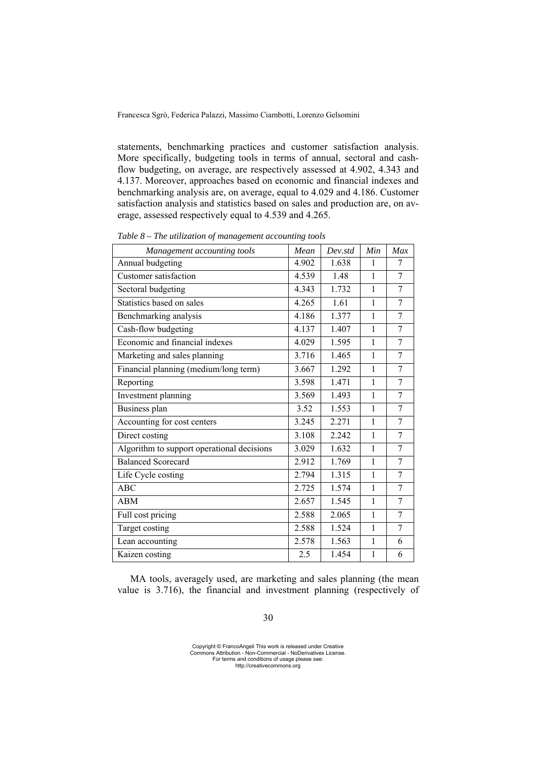statements, benchmarking practices and customer satisfaction analysis. More specifically, budgeting tools in terms of annual, sectoral and cash-flow budgeting, on average, are respectively assessed at 4.902, 4.343 and 4.137. Moreover, approaches based on economic and financial indexes and benchmarking analysis are, on average, equal to 4.029 and 4.186. Customer satisfaction analysis and statistics based on sales and production are, on average, assessed respectively equal to 4.539 and 4.265.

*Table 8 – The utilization of management accounting tools*

| *Management accounting tools* | *Mean* | *Dev.std* | *Min* | *Max* |
|---|---|---|---|---|
| Annual budgeting | 4.902 | 1.638 | 1 | 7 |
| Customer satisfaction | 4.539 | 1.48 | 1 | 7 |
| Sectoral budgeting | 4.343 | 1.732 | 1 | 7 |
| Statistics based on sales | 4.265 | 1.61 | 1 | 7 |
| Benchmarking analysis | 4.186 | 1.377 | 1 | 7 |
| Cash-flow budgeting | 4.137 | 1.407 | 1 | 7 |
| Economic and financial indexes | 4.029 | 1.595 | 1 | 7 |
| Marketing and sales planning | 3.716 | 1.465 | 1 | 7 |
| Financial planning (medium/long term) | 3.667 | 1.292 | 1 | 7 |
| Reporting | 3.598 | 1.471 | 1 | 7 |
| Investment planning | 3.569 | 1.493 | 1 | 7 |
| Business plan | 3.52 | 1.553 | 1 | 7 |
| Accounting for cost centers | 3.245 | 2.271 | 1 | 7 |
| Direct costing | 3.108 | 2.242 | 1 | 7 |
| Algorithm to support operational decisions | 3.029 | 1.632 | 1 | 7 |
| Balanced Scorecard | 2.912 | 1.769 | 1 | 7 |
| Life Cycle costing | 2.794 | 1.315 | 1 | 7 |
| ABC | 2.725 | 1.574 | 1 | 7 |
| ABM | 2.657 | 1.545 | 1 | 7 |
| Full cost pricing | 2.588 | 2.065 | 1 | 7 |
| Target costing | 2.588 | 1.524 | 1 | 7 |
| Lean accounting | 2.578 | 1.563 | 1 | 6 |
| Kaizen costing | 2.5 | 1.454 | 1 | 6 |

MA tools, averagely used, are marketing and sales planning (the mean value is 3.716), the financial and investment planning (respectively of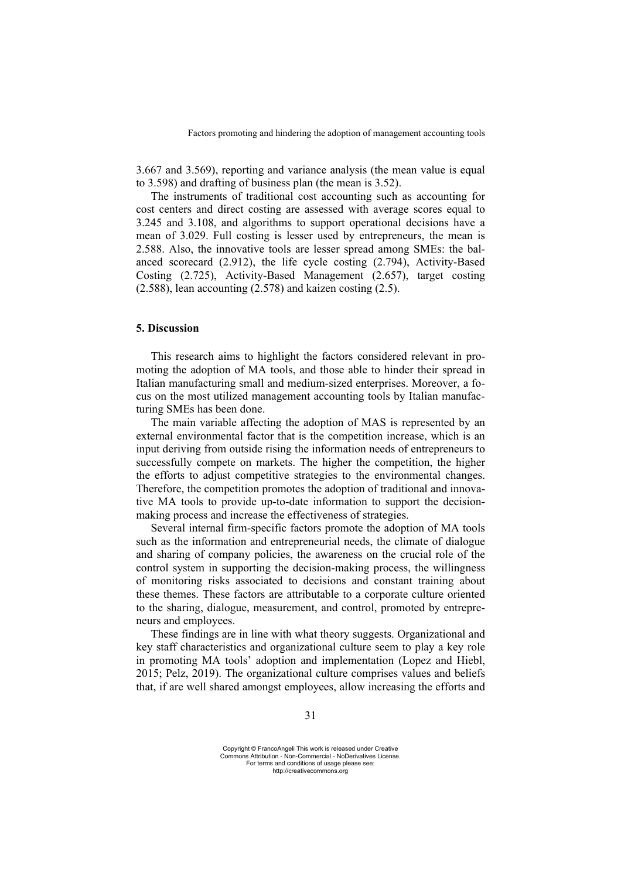3.667 and 3.569), reporting and variance analysis (the mean value is equal to 3.598) and drafting of business plan (the mean is 3.52).

The instruments of traditional cost accounting such as accounting for cost centers and direct costing are assessed with average scores equal to 3.245 and 3.108, and algorithms to support operational decisions have a mean of 3.029. Full costing is lesser used by entrepreneurs, the mean is 2.588. Also, the innovative tools are lesser spread among SMEs: the balanced scorecard (2.912), the life cycle costing (2.794), Activity-Based Costing (2.725), Activity-Based Management (2.657), target costing (2.588), lean accounting (2.578) and kaizen costing (2.5).

## 5. Discussion

This research aims to highlight the factors considered relevant in promoting the adoption of MA tools, and those able to hinder their spread in Italian manufacturing small and medium-sized enterprises. Moreover, a focus on the most utilized management accounting tools by Italian manufacturing SMEs has been done.

The main variable affecting the adoption of MAS is represented by an external environmental factor that is the competition increase, which is an input deriving from outside rising the information needs of entrepreneurs to successfully compete on markets. The higher the competition, the higher the efforts to adjust competitive strategies to the environmental changes. Therefore, the competition promotes the adoption of traditional and innovative MA tools to provide up-to-date information to support the decision-making process and increase the effectiveness of strategies.

Several internal firm-specific factors promote the adoption of MA tools such as the information and entrepreneurial needs, the climate of dialogue and sharing of company policies, the awareness on the crucial role of the control system in supporting the decision-making process, the willingness of monitoring risks associated to decisions and constant training about these themes. These factors are attributable to a corporate culture oriented to the sharing, dialogue, measurement, and control, promoted by entrepreneurs and employees.

These findings are in line with what theory suggests. Organizational and key staff characteristics and organizational culture seem to play a key role in promoting MA tools' adoption and implementation (Lopez and Hiebl, 2015; Pelz, 2019). The organizational culture comprises values and beliefs that, if are well shared amongst employees, allow increasing the efforts and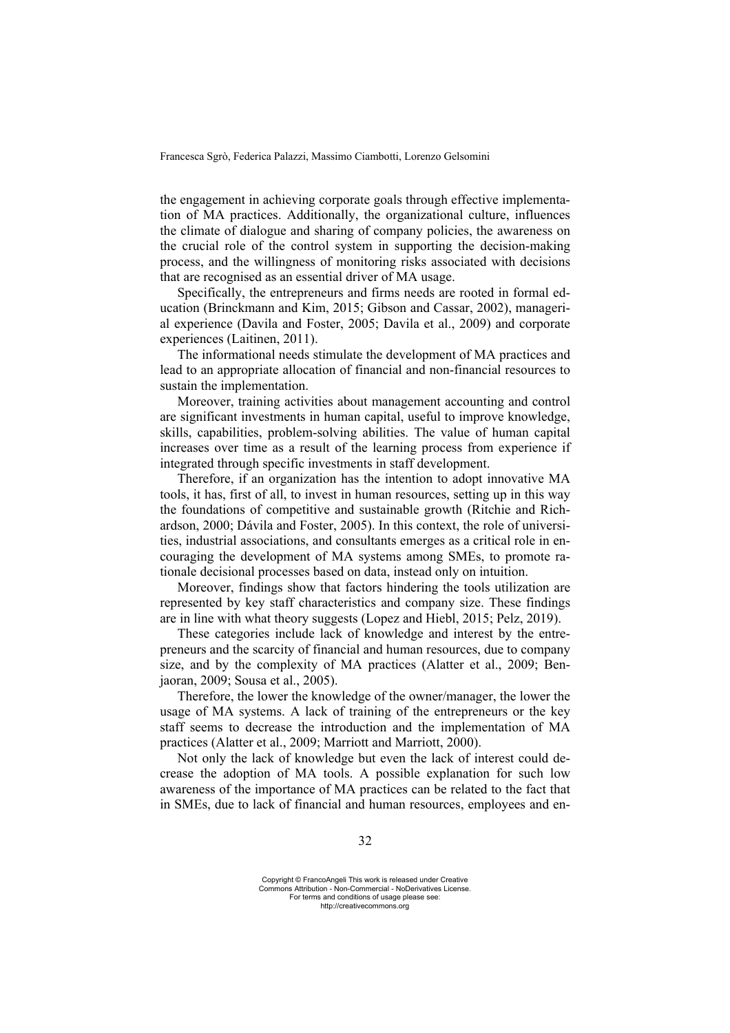the engagement in achieving corporate goals through effective implementation of MA practices. Additionally, the organizational culture, influences the climate of dialogue and sharing of company policies, the awareness on the crucial role of the control system in supporting the decision-making process, and the willingness of monitoring risks associated with decisions that are recognised as an essential driver of MA usage.

Specifically, the entrepreneurs and firms needs are rooted in formal education (Brinckmann and Kim, 2015; Gibson and Cassar, 2002), managerial experience (Davila and Foster, 2005; Davila et al., 2009) and corporate experiences (Laitinen, 2011).

The informational needs stimulate the development of MA practices and lead to an appropriate allocation of financial and non-financial resources to sustain the implementation.

Moreover, training activities about management accounting and control are significant investments in human capital, useful to improve knowledge, skills, capabilities, problem-solving abilities. The value of human capital increases over time as a result of the learning process from experience if integrated through specific investments in staff development.

Therefore, if an organization has the intention to adopt innovative MA tools, it has, first of all, to invest in human resources, setting up in this way the foundations of competitive and sustainable growth (Ritchie and Richardson, 2000; Dávila and Foster, 2005). In this context, the role of universities, industrial associations, and consultants emerges as a critical role in encouraging the development of MA systems among SMEs, to promote rationale decisional processes based on data, instead only on intuition.

Moreover, findings show that factors hindering the tools utilization are represented by key staff characteristics and company size. These findings are in line with what theory suggests (Lopez and Hiebl, 2015; Pelz, 2019).

These categories include lack of knowledge and interest by the entrepreneurs and the scarcity of financial and human resources, due to company size, and by the complexity of MA practices (Alatter et al., 2009; Benjaoran, 2009; Sousa et al., 2005).

Therefore, the lower the knowledge of the owner/manager, the lower the usage of MA systems. A lack of training of the entrepreneurs or the key staff seems to decrease the introduction and the implementation of MA practices (Alatter et al., 2009; Marriott and Marriott, 2000).

Not only the lack of knowledge but even the lack of interest could decrease the adoption of MA tools. A possible explanation for such low awareness of the importance of MA practices can be related to the fact that in SMEs, due to lack of financial and human resources, employees and en-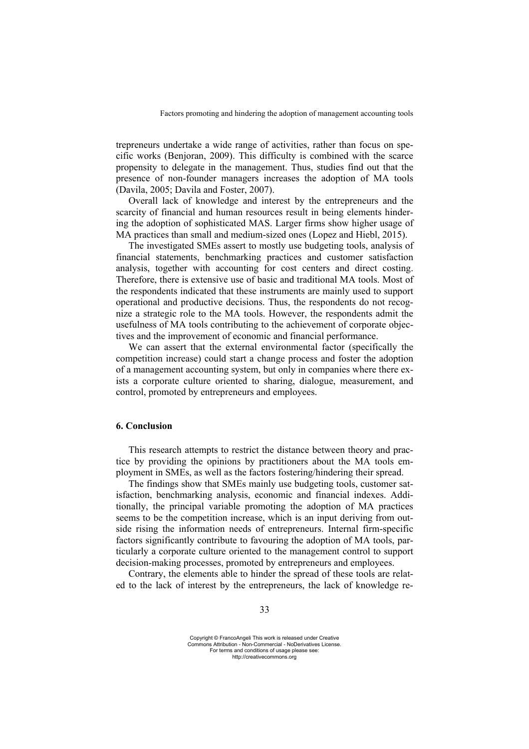trepreneurs undertake a wide range of activities, rather than focus on specific works (Benjoran, 2009). This difficulty is combined with the scarce propensity to delegate in the management. Thus, studies find out that the presence of non-founder managers increases the adoption of MA tools (Davila, 2005; Davila and Foster, 2007).

Overall lack of knowledge and interest by the entrepreneurs and the scarcity of financial and human resources result in being elements hindering the adoption of sophisticated MAS. Larger firms show higher usage of MA practices than small and medium-sized ones (Lopez and Hiebl, 2015).

The investigated SMEs assert to mostly use budgeting tools, analysis of financial statements, benchmarking practices and customer satisfaction analysis, together with accounting for cost centers and direct costing. Therefore, there is extensive use of basic and traditional MA tools. Most of the respondents indicated that these instruments are mainly used to support operational and productive decisions. Thus, the respondents do not recognize a strategic role to the MA tools. However, the respondents admit the usefulness of MA tools contributing to the achievement of corporate objectives and the improvement of economic and financial performance.

We can assert that the external environmental factor (specifically the competition increase) could start a change process and foster the adoption of a management accounting system, but only in companies where there exists a corporate culture oriented to sharing, dialogue, measurement, and control, promoted by entrepreneurs and employees.

## 6. Conclusion

This research attempts to restrict the distance between theory and practice by providing the opinions by practitioners about the MA tools employment in SMEs, as well as the factors fostering/hindering their spread.

The findings show that SMEs mainly use budgeting tools, customer satisfaction, benchmarking analysis, economic and financial indexes. Additionally, the principal variable promoting the adoption of MA practices seems to be the competition increase, which is an input deriving from outside rising the information needs of entrepreneurs. Internal firm-specific factors significantly contribute to favouring the adoption of MA tools, particularly a corporate culture oriented to the management control to support decision-making processes, promoted by entrepreneurs and employees.

Contrary, the elements able to hinder the spread of these tools are related to the lack of interest by the entrepreneurs, the lack of knowledge re-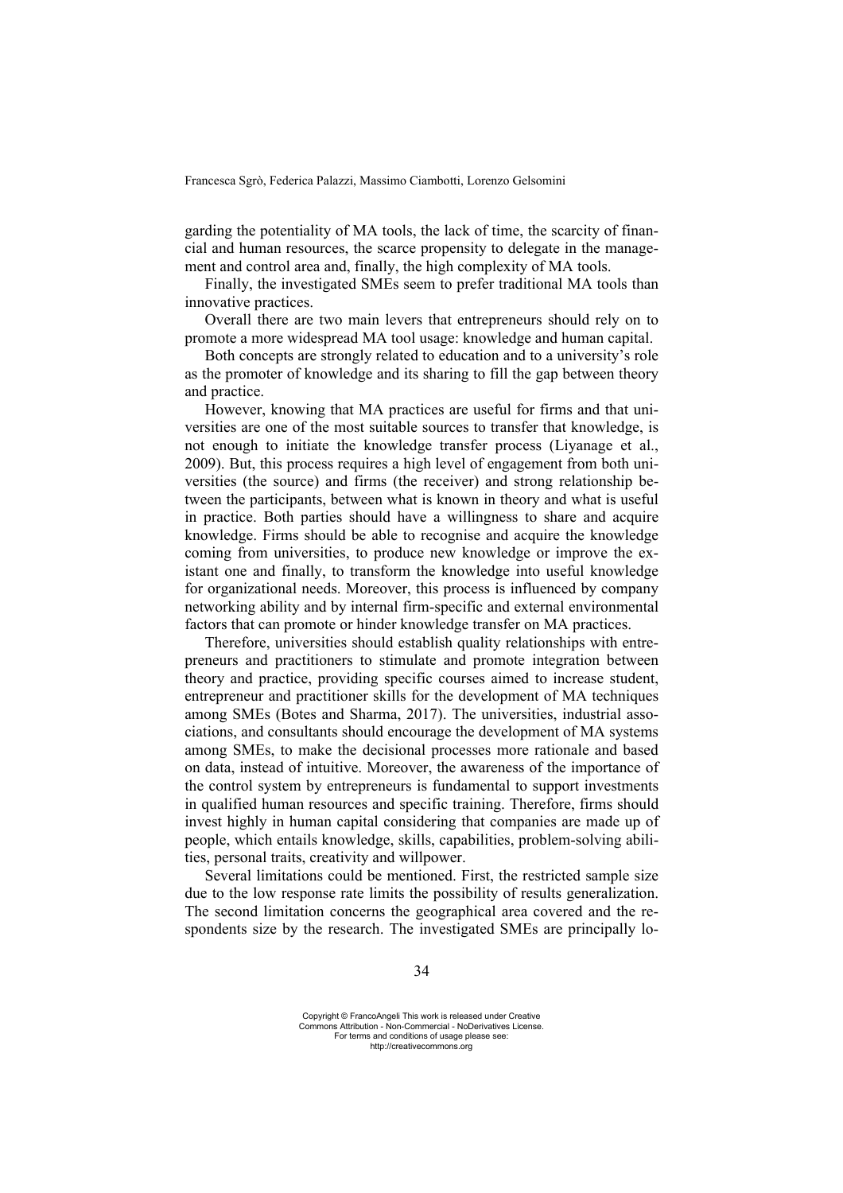garding the potentiality of MA tools, the lack of time, the scarcity of financial and human resources, the scarce propensity to delegate in the management and control area and, finally, the high complexity of MA tools.

Finally, the investigated SMEs seem to prefer traditional MA tools than innovative practices.

Overall there are two main levers that entrepreneurs should rely on to promote a more widespread MA tool usage: knowledge and human capital.

Both concepts are strongly related to education and to a university's role as the promoter of knowledge and its sharing to fill the gap between theory and practice.

However, knowing that MA practices are useful for firms and that universities are one of the most suitable sources to transfer that knowledge, is not enough to initiate the knowledge transfer process (Liyanage et al., 2009). But, this process requires a high level of engagement from both universities (the source) and firms (the receiver) and strong relationship between the participants, between what is known in theory and what is useful in practice. Both parties should have a willingness to share and acquire knowledge. Firms should be able to recognise and acquire the knowledge coming from universities, to produce new knowledge or improve the existant one and finally, to transform the knowledge into useful knowledge for organizational needs. Moreover, this process is influenced by company networking ability and by internal firm-specific and external environmental factors that can promote or hinder knowledge transfer on MA practices.

Therefore, universities should establish quality relationships with entrepreneurs and practitioners to stimulate and promote integration between theory and practice, providing specific courses aimed to increase student, entrepreneur and practitioner skills for the development of MA techniques among SMEs (Botes and Sharma, 2017). The universities, industrial associations, and consultants should encourage the development of MA systems among SMEs, to make the decisional processes more rationale and based on data, instead of intuitive. Moreover, the awareness of the importance of the control system by entrepreneurs is fundamental to support investments in qualified human resources and specific training. Therefore, firms should invest highly in human capital considering that companies are made up of people, which entails knowledge, skills, capabilities, problem-solving abilities, personal traits, creativity and willpower.

Several limitations could be mentioned. First, the restricted sample size due to the low response rate limits the possibility of results generalization. The second limitation concerns the geographical area covered and the respondents size by the research. The investigated SMEs are principally lo-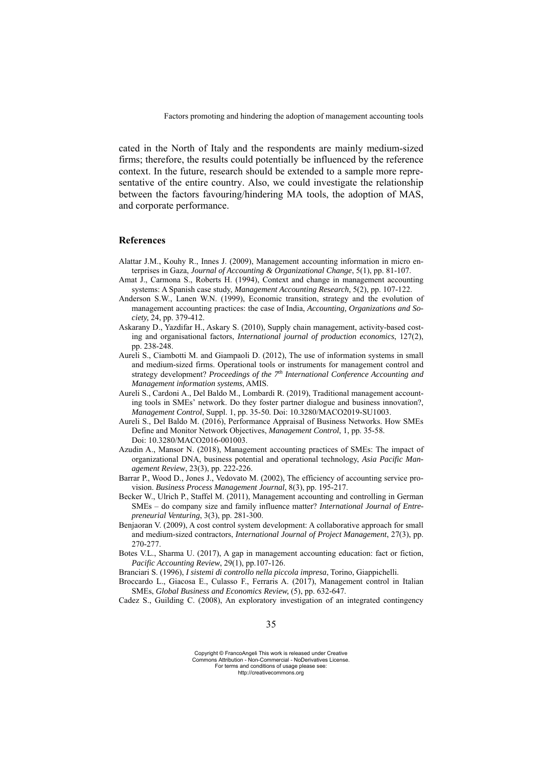cated in the North of Italy and the respondents are mainly medium-sized firms; therefore, the results could potentially be influenced by the reference context. In the future, research should be extended to a sample more representative of the entire country. Also, we could investigate the relationship between the factors favouring/hindering MA tools, the adoption of MAS, and corporate performance.

## References

Alattar J.M., Kouhy R., Innes J. (2009), Management accounting information in micro enterprises in Gaza, *Journal of Accounting & Organizational Change*, 5(1), pp. 81-107.

Amat J., Carmona S., Roberts H. (1994), Context and change in management accounting systems: A Spanish case study, *Management Accounting Research*, 5(2), pp. 107-122.

Anderson S.W., Lanen W.N. (1999), Economic transition, strategy and the evolution of management accounting practices: the case of India, *Accounting, Organizations and Society,* 24, pp. 379-412.

Askarany D., Yazdifar H., Askary S. (2010), Supply chain management, activity-based costing and organisational factors, *International journal of production economics*, 127(2), pp. 238-248.

Aureli S., Ciambotti M. and Giampaoli D. (2012), The use of information systems in small and medium-sized firms. Operational tools or instruments for management control and strategy development? *Proceedings of the 7th International Conference Accounting and Management information systems*, AMIS.

Aureli S., Cardoni A., Del Baldo M., Lombardi R. (2019), Traditional management accounting tools in SMEs' network. Do they foster partner dialogue and business innovation?, *Management Control*, Suppl. 1, pp. 35-50. Doi: 10.3280/MACO2019-SU1003.

Aureli S., Del Baldo M. (2016), Performance Appraisal of Business Networks. How SMEs Define and Monitor Network Objectives, *Management Control*, 1, pp. 35-58. Doi: 10.3280/MACO2016-001003.

Azudin A., Mansor N. (2018), Management accounting practices of SMEs: The impact of organizational DNA, business potential and operational technology, *Asia Pacific Management Review*, 23(3), pp. 222-226.

Barrar P., Wood D., Jones J., Vedovato M. (2002), The efficiency of accounting service provision. *Business Process Management Journal*, 8(3), pp. 195-217.

Becker W., Ulrich P., Staffel M. (2011), Management accounting and controlling in German SMEs – do company size and family influence matter? *International Journal of Entrepreneurial Venturing*, 3(3), pp. 281-300.

Benjaoran V. (2009), A cost control system development: A collaborative approach for small and medium-sized contractors, *International Journal of Project Management*, 27(3), pp. 270-277.

Botes V.L., Sharma U. (2017), A gap in management accounting education: fact or fiction, *Pacific Accounting Review*, 29(1), pp.107-126.

Branciari S. (1996), *I sistemi di controllo nella piccola impresa*, Torino, Giappichelli.

Broccardo L., Giacosa E., Culasso F., Ferraris A. (2017), Management control in Italian SMEs, *Global Business and Economics Review,* (5), pp. 632-647.

Cadez S., Guilding C. (2008), An exploratory investigation of an integrated contingency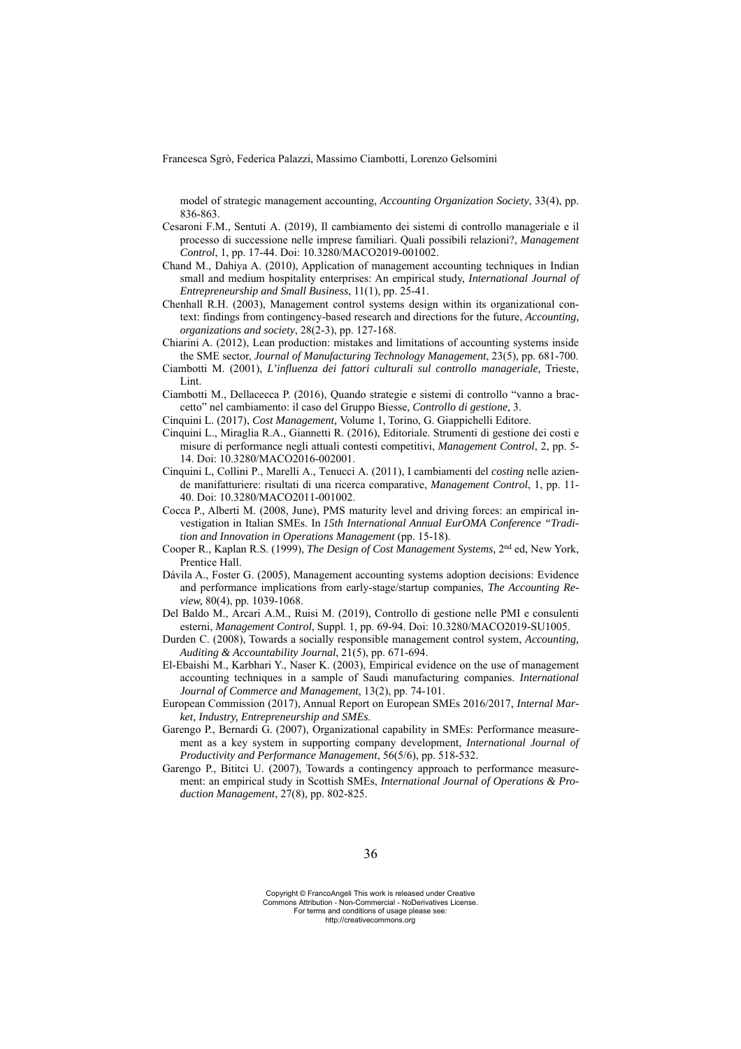model of strategic management accounting, *Accounting Organization Society*, 33(4), pp. 836-863.

Cesaroni F.M., Sentuti A. (2019), Il cambiamento dei sistemi di controllo manageriale e il processo di successione nelle imprese familiari. Quali possibili relazioni?, *Management Control*, 1, pp. 17-44. Doi: 10.3280/MACO2019-001002.

Chand M., Dahiya A. (2010), Application of management accounting techniques in Indian small and medium hospitality enterprises: An empirical study, *International Journal of Entrepreneurship and Small Business*, 11(1), pp. 25-41.

Chenhall R.H. (2003), Management control systems design within its organizational context: findings from contingency-based research and directions for the future, *Accounting, organizations and society*, 28(2-3), pp. 127-168.

Chiarini A. (2012), Lean production: mistakes and limitations of accounting systems inside the SME sector, *Journal of Manufacturing Technology Management*, 23(5), pp. 681-700.

Ciambotti M. (2001), *L'influenza dei fattori culturali sul controllo manageriale,* Trieste, Lint.

Ciambotti M., Dellacecca P. (2016), Quando strategie e sistemi di controllo "vanno a braccetto" nel cambiamento: il caso del Gruppo Biesse, *Controllo di gestione,* 3.

Cinquini L. (2017), *Cost Management,* Volume 1, Torino, G. Giappichelli Editore.

Cinquini L., Miraglia R.A., Giannetti R. (2016), Editoriale. Strumenti di gestione dei costi e misure di performance negli attuali contesti competitivi, *Management Control*, 2, pp. 5-14. Doi: 10.3280/MACO2016-002001.

Cinquini L, Collini P., Marelli A., Tenucci A. (2011), I cambiamenti del *costing* nelle aziende manifatturiere: risultati di una ricerca comparative, *Management Control*, 1, pp. 11-40. Doi: 10.3280/MACO2011-001002.

Cocca P., Alberti M. (2008, June), PMS maturity level and driving forces: an empirical investigation in Italian SMEs. In *15th International Annual EurOMA Conference "Tradition and Innovation in Operations Management* (pp. 15-18).

Cooper R., Kaplan R.S. (1999), *The Design of Cost Management Systems,* 2nd ed, New York, Prentice Hall.

Dávila A., Foster G. (2005), Management accounting systems adoption decisions: Evidence and performance implications from early-stage/startup companies, *The Accounting Review,* 80(4), pp. 1039-1068.

Del Baldo M., Arcari A.M., Ruisi M. (2019), Controllo di gestione nelle PMI e consulenti esterni, *Management Control*, Suppl. 1, pp. 69-94. Doi: 10.3280/MACO2019-SU1005.

Durden C. (2008), Towards a socially responsible management control system, *Accounting, Auditing & Accountability Journal*, 21(5), pp. 671-694.

El-Ebaishi M., Karbhari Y., Naser K. (2003), Empirical evidence on the use of management accounting techniques in a sample of Saudi manufacturing companies. *International Journal of Commerce and Management*, 13(2), pp. 74-101.

European Commission (2017), Annual Report on European SMEs 2016/2017, *Internal Market, Industry, Entrepreneurship and SMEs*.

Garengo P., Bernardi G. (2007), Organizational capability in SMEs: Performance measurement as a key system in supporting company development, *International Journal of Productivity and Performance Management*, 56(5/6), pp. 518-532.

Garengo P., Bititci U. (2007), Towards a contingency approach to performance measurement: an empirical study in Scottish SMEs, *International Journal of Operations & Production Management*, 27(8), pp. 802-825.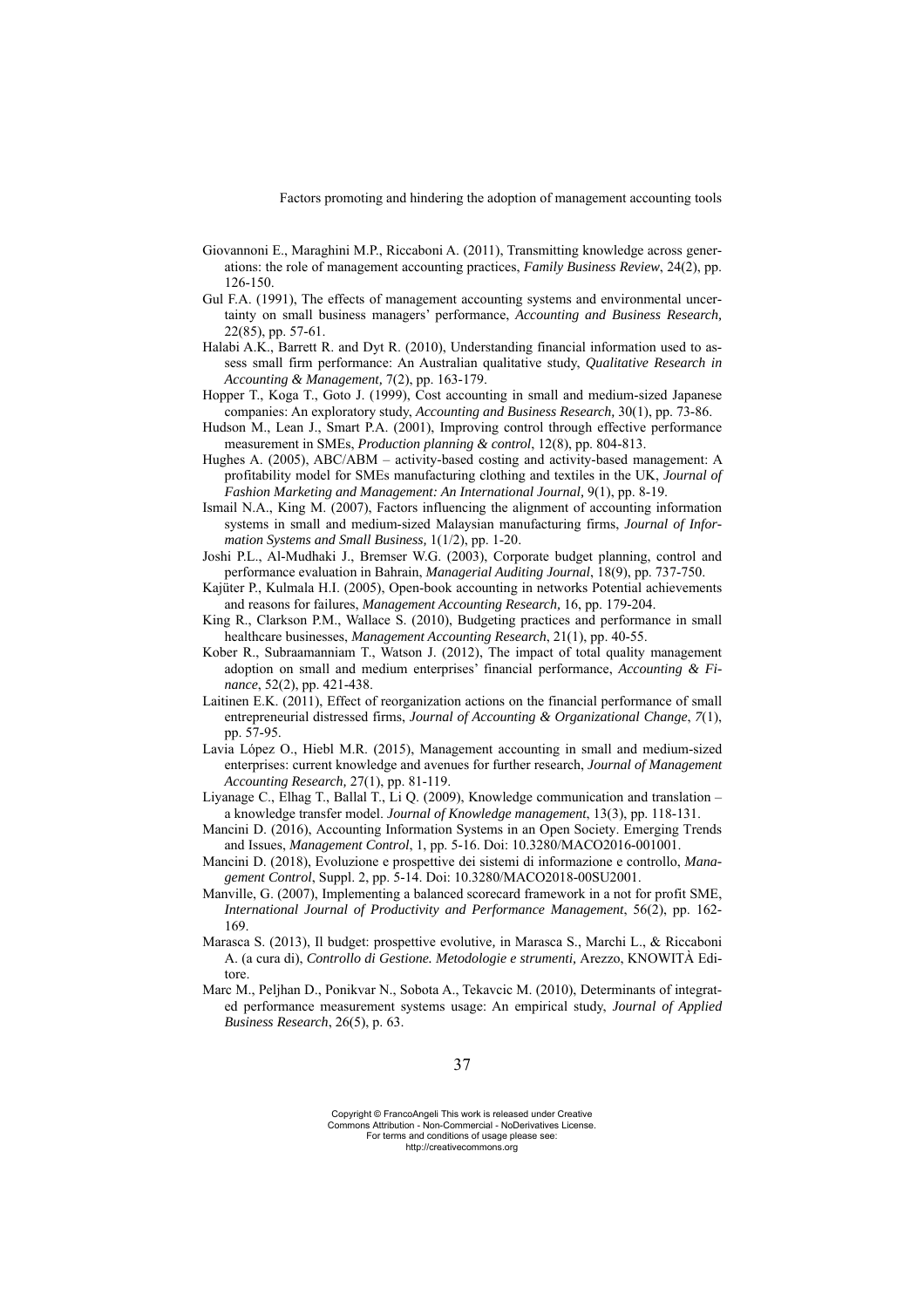Giovannoni E., Maraghini M.P., Riccaboni A. (2011), Transmitting knowledge across generations: the role of management accounting practices, *Family Business Review*, 24(2), pp. 126-150.

Gul F.A. (1991), The effects of management accounting systems and environmental uncertainty on small business managers' performance, *Accounting and Business Research,* 22(85), pp. 57-61.

Halabi A.K., Barrett R. and Dyt R. (2010), Understanding financial information used to assess small firm performance: An Australian qualitative study, *Qualitative Research in Accounting & Management,* 7(2), pp. 163-179.

Hopper T., Koga T., Goto J. (1999), Cost accounting in small and medium-sized Japanese companies: An exploratory study, *Accounting and Business Research*, 30(1), pp. 73-86.

Hudson M., Lean J., Smart P.A. (2001), Improving control through effective performance measurement in SMEs, *Production planning & control*, 12(8), pp. 804-813.

Hughes A. (2005), ABC/ABM – activity-based costing and activity-based management: A profitability model for SMEs manufacturing clothing and textiles in the UK, *Journal of Fashion Marketing and Management: An International Journal,* 9(1), pp. 8-19.

Ismail N.A., King M. (2007), Factors influencing the alignment of accounting information systems in small and medium-sized Malaysian manufacturing firms, *Journal of Information Systems and Small Business,* 1(1/2), pp. 1-20.

Joshi P.L., Al-Mudhaki J., Bremser W.G. (2003), Corporate budget planning, control and performance evaluation in Bahrain, *Managerial Auditing Journal*, 18(9), pp. 737-750.

Kajüter P., Kulmala H.I. (2005), Open-book accounting in networks Potential achievements and reasons for failures, *Management Accounting Research*, 16, pp. 179-204.

King R., Clarkson P.M., Wallace S. (2010), Budgeting practices and performance in small healthcare businesses, *Management Accounting Research*, 21(1), pp. 40-55.

Kober R., Subraamanniam T., Watson J. (2012), The impact of total quality management adoption on small and medium enterprises' financial performance, *Accounting & Finance*, 52(2), pp. 421-438.

Laitinen E.K. (2011), Effect of reorganization actions on the financial performance of small entrepreneurial distressed firms, *Journal of Accounting & Organizational Change*, *7*(1), pp. 57-95.

Lavia López O., Hiebl M.R. (2015), Management accounting in small and medium-sized enterprises: current knowledge and avenues for further research, *Journal of Management Accounting Research,* 27(1), pp. 81-119.

Liyanage C., Elhag T., Ballal T., Li Q. (2009), Knowledge communication and translation – a knowledge transfer model. *Journal of Knowledge management*, 13(3), pp. 118-131.

Mancini D. (2016), Accounting Information Systems in an Open Society. Emerging Trends and Issues, *Management Control*, 1, pp. 5-16. Doi: 10.3280/MACO2016-001001.

Mancini D. (2018), Evoluzione e prospettive dei sistemi di informazione e controllo, *Management Control*, Suppl. 2, pp. 5-14. Doi: 10.3280/MACO2018-00SU2001.

Manville, G. (2007), Implementing a balanced scorecard framework in a not for profit SME, *International Journal of Productivity and Performance Management*, 56(2), pp. 162-169.

Marasca S. (2013), Il budget: prospettive evolutive, in Marasca S., Marchi L., & Riccaboni A. (a cura di), *Controllo di Gestione. Metodologie e strumenti,* Arezzo, KNOWITÀ Editore.

Marc M., Peljhan D., Ponikvar N., Sobota A., Tekavcic M. (2010), Determinants of integrated performance measurement systems usage: An empirical study, *Journal of Applied Business Research*, 26(5), p. 63.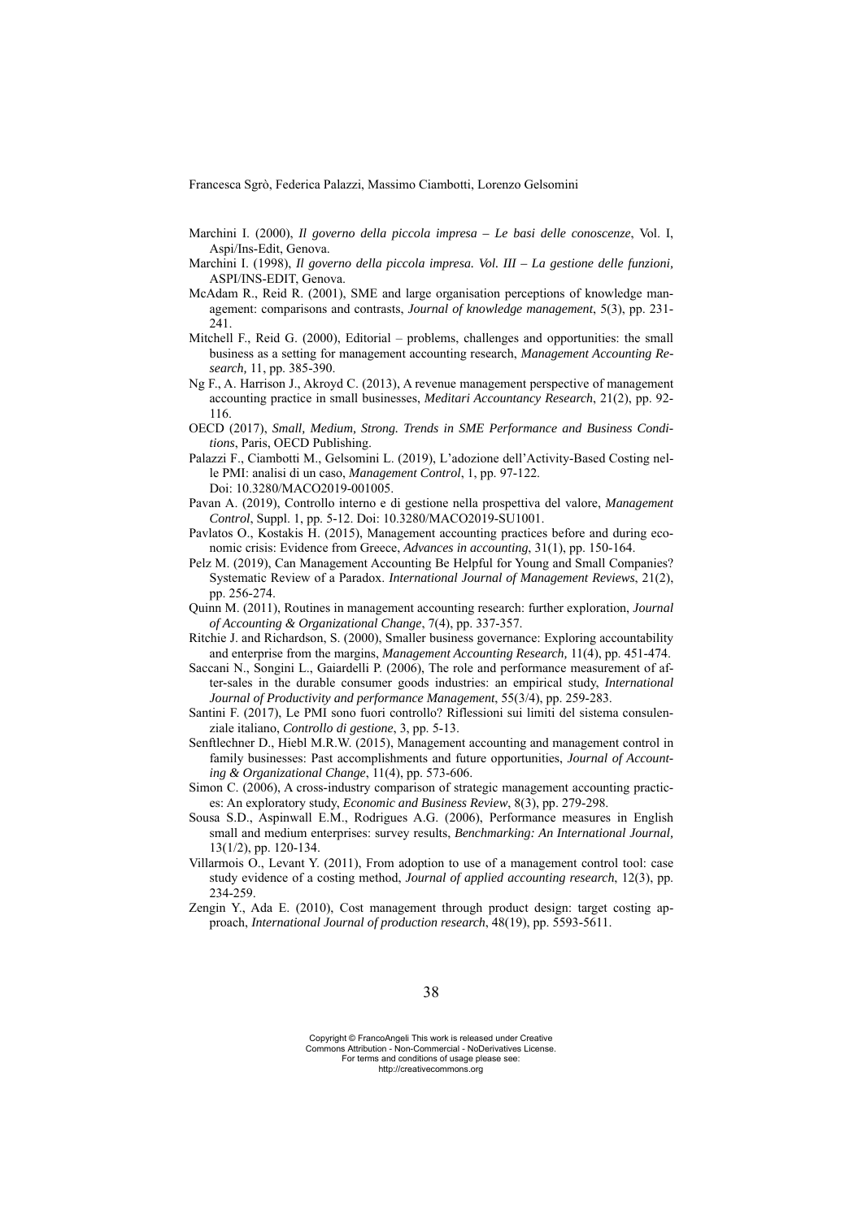Marchini I. (2000), *Il governo della piccola impresa – Le basi delle conoscenze*, Vol. I, Aspi/Ins-Edit, Genova.

Marchini I. (1998), *Il governo della piccola impresa. Vol. III – La gestione delle funzioni*, ASPI/INS-EDIT, Genova.

McAdam R., Reid R. (2001), SME and large organisation perceptions of knowledge management: comparisons and contrasts, *Journal of knowledge management*, 5(3), pp. 231-241.

Mitchell F., Reid G. (2000), Editorial – problems, challenges and opportunities: the small business as a setting for management accounting research, *Management Accounting Research,* 11, pp. 385-390.

Ng F., A. Harrison J., Akroyd C. (2013), A revenue management perspective of management accounting practice in small businesses, *Meditari Accountancy Research*, 21(2), pp. 92-116.

OECD (2017), *Small, Medium, Strong. Trends in SME Performance and Business Conditions*, Paris, OECD Publishing.

Palazzi F., Ciambotti M., Gelsomini L. (2019), L'adozione dell'Activity-Based Costing nelle PMI: analisi di un caso, *Management Control*, 1, pp. 97-122. Doi: 10.3280/MACO2019-001005.

Pavan A. (2019), Controllo interno e di gestione nella prospettiva del valore, *Management Control*, Suppl. 1, pp. 5-12. Doi: 10.3280/MACO2019-SU1001.

Pavlatos O., Kostakis H. (2015), Management accounting practices before and during economic crisis: Evidence from Greece, *Advances in accounting*, 31(1), pp. 150-164.

Pelz M. (2019), Can Management Accounting Be Helpful for Young and Small Companies? Systematic Review of a Paradox. *International Journal of Management Reviews*, 21(2), pp. 256-274.

Quinn M. (2011), Routines in management accounting research: further exploration, *Journal of Accounting & Organizational Change*, 7(4), pp. 337-357.

Ritchie J. and Richardson, S. (2000), Smaller business governance: Exploring accountability and enterprise from the margins, *Management Accounting Research,* 11(4), pp. 451-474.

Saccani N., Songini L., Gaiardelli P. (2006), The role and performance measurement of after-sales in the durable consumer goods industries: an empirical study, *International Journal of Productivity and performance Management*, 55(3/4), pp. 259-283.

Santini F. (2017), Le PMI sono fuori controllo? Riflessioni sui limiti del sistema consulenziale italiano, *Controllo di gestione*, 3, pp. 5-13.

Senftlechner D., Hiebl M.R.W. (2015), Management accounting and management control in family businesses: Past accomplishments and future opportunities, *Journal of Accounting & Organizational Change*, 11(4), pp. 573-606.

Simon C. (2006), A cross-industry comparison of strategic management accounting practices: An exploratory study, *Economic and Business Review*, 8(3), pp. 279-298.

Sousa S.D., Aspinwall E.M., Rodrigues A.G. (2006), Performance measures in English small and medium enterprises: survey results, *Benchmarking: An International Journal,* 13(1/2), pp. 120-134.

Villarmois O., Levant Y. (2011), From adoption to use of a management control tool: case study evidence of a costing method, *Journal of applied accounting research*, 12(3), pp. 234-259.

Zengin Y., Ada E. (2010), Cost management through product design: target costing approach, *International Journal of production research*, 48(19), pp. 5593-5611.